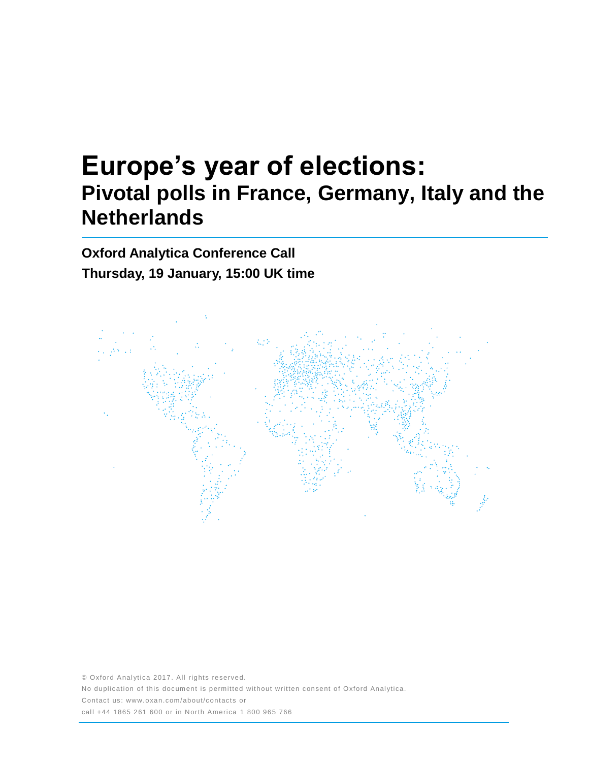# Europe's year of elections:

## Pivotal polls in France, Germany, Italy and the Netherlands

**Oxford Analytica Conference Call**

**Thursday, 19 January, 15:00 UK time**

© Oxford Analytica 2017. All rights reserved.

No duplication of this document is permitted without written consent of Oxford Analytica.

Contact us: www.oxan.com/about/contacts or

call +44 1865 261 600 or in North America 1 800 965 766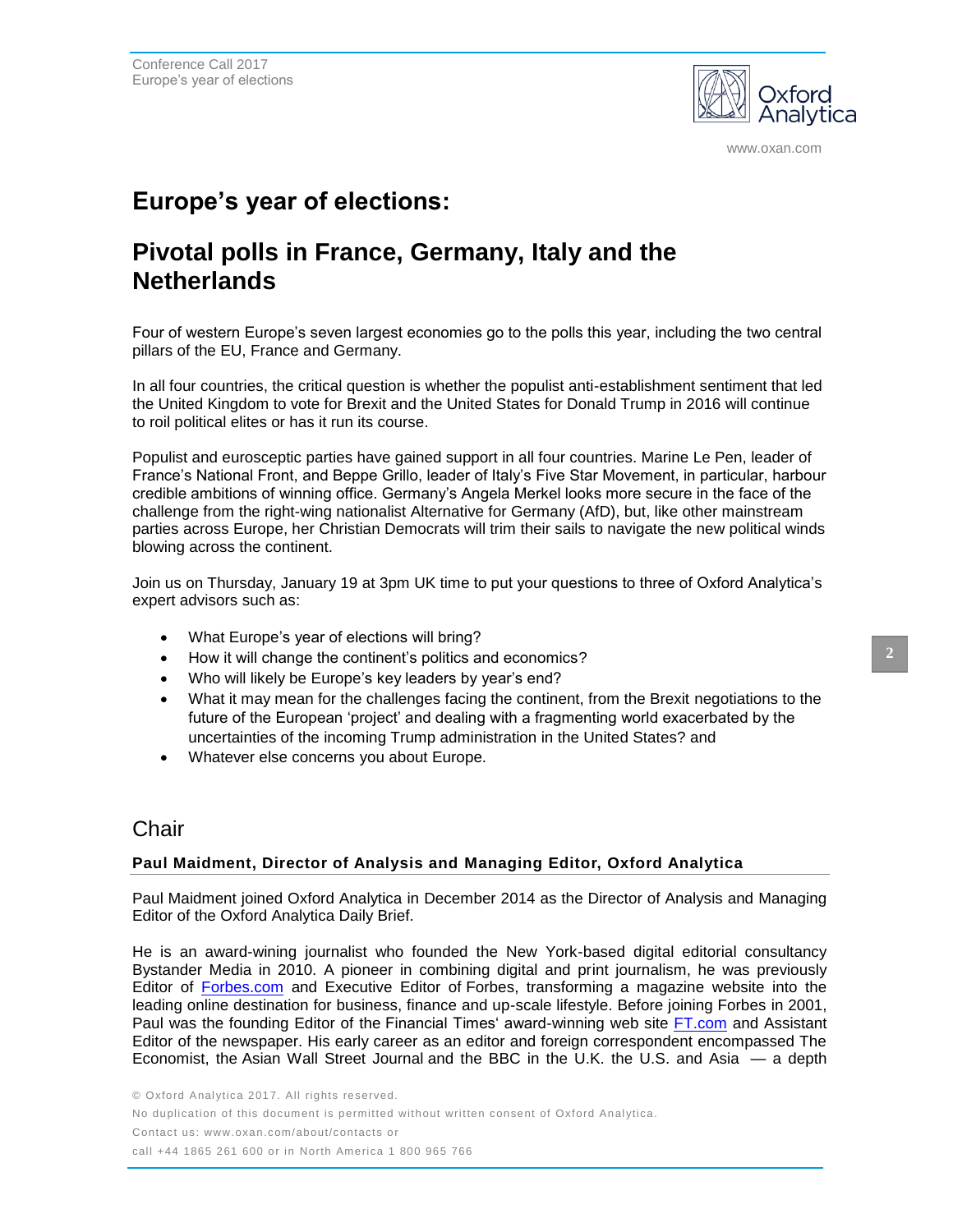# Europe's year of elections:

# Pivotal polls in France, Germany, Italy and the Netherlands

Four of western Europe's seven largest economies go to the polls this year, including the two central pillars of the EU, France and Germany.

In all four countries, the critical question is whether the populist anti-establishment sentiment that led the United Kingdom to vote for Brexit and the United States for Donald Trump in 2016 will continue to roil political elites or has it run its course.

Populist and eurosceptic parties have gained support in all four countries. Marine Le Pen, leader of France's National Front, and Beppe Grillo, leader of Italy's Five Star Movement, in particular, harbour credible ambitions of winning office. Germany's Angela Merkel looks more secure in the face of the challenge from the right-wing nationalist Alternative for Germany (AfD), but, like other mainstream parties across Europe, her Christian Democrats will trim their sails to navigate the new political winds blowing across the continent.

Join us on Thursday, January 19 at 3pm UK time to put your questions to three of Oxford Analytica's expert advisors such as:

- What Europe's year of elections will bring?
- How it will change the continent's politics and economics?
- Who will likely be Europe's key leaders by year's end?
- What it may mean for the challenges facing the continent, from the Brexit negotiations to the future of the European 'project' and dealing with a fragmenting world exacerbated by the uncertainties of the incoming Trump administration in the United States? and
- Whatever else concerns you about Europe.

## Chair

### Paul Maidment, Director of Analysis and Managing Editor, Oxford Analytica

Paul Maidment joined Oxford Analytica in December 2014 as the Director of Analysis and Managing Editor of the Oxford Analytica Daily Brief.

He is an award-wining journalist who founded the New York-based digital editorial consultancy Bystander Media in 2010. A pioneer in combining digital and print journalism, he was previously Editor of Forbes.com and Executive Editor of Forbes, transforming a magazine website into the leading online destination for business, finance and up-scale lifestyle. Before joining Forbes in 2001, Paul was the founding Editor of the Financial Times' award-winning web site FT.com and Assistant Editor of the newspaper. His early career as an editor and foreign correspondent encompassed The Economist, the Asian Wall Street Journal and the BBC in the U.K. the U.S. and Asia — a depth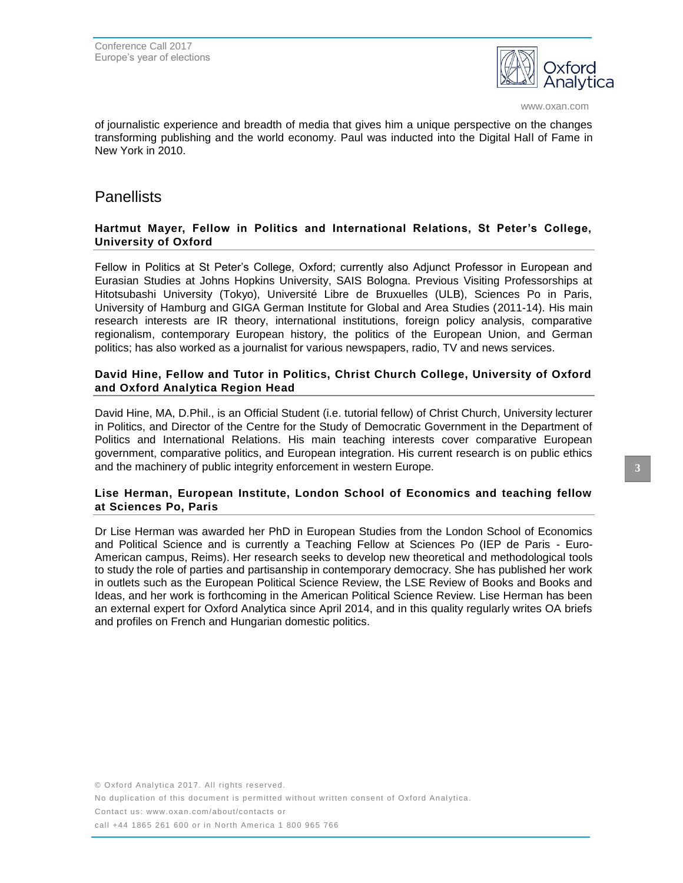of journalistic experience and breadth of media that gives him a unique perspective on the changes transforming publishing and the world economy. Paul was inducted into the Digital Hall of Fame in New York in 2010.

## Panellists

**Hartmut Mayer, Fellow in Politics and International Relations, St Peter's College, University of Oxford**

Fellow in Politics at St Peter's College, Oxford; currently also Adjunct Professor in European and Eurasian Studies at Johns Hopkins University, SAIS Bologna. Previous Visiting Professorships at Hitotsubashi University (Tokyo), Université Libre de Bruxuelles (ULB), Sciences Po in Paris, University of Hamburg and GIGA German Institute for Global and Area Studies (2011-14). His main research interests are IR theory, international institutions, foreign policy analysis, comparative regionalism, contemporary European history, the politics of the European Union, and German politics; has also worked as a journalist for various newspapers, radio, TV and news services.

**David Hine, Fellow and Tutor in Politics, Christ Church College, University of Oxford and Oxford Analytica Region Head**

David Hine, MA, D.Phil., is an Official Student (i.e. tutorial fellow) of Christ Church, University lecturer in Politics, and Director of the Centre for the Study of Democratic Government in the Department of Politics and International Relations. His main teaching interests cover comparative European government, comparative politics, and European integration. His current research is on public ethics and the machinery of public integrity enforcement in western Europe.

**Lise Herman, European Institute, London School of Economics and teaching fellow at Sciences Po, Paris**

Dr Lise Herman was awarded her PhD in European Studies from the London School of Economics and Political Science and is currently a Teaching Fellow at Sciences Po (IEP de Paris - Euro-American campus, Reims). Her research seeks to develop new theoretical and methodological tools to study the role of parties and partisanship in contemporary democracy. She has published her work in outlets such as the European Political Science Review, the LSE Review of Books and Books and Ideas, and her work is forthcoming in the American Political Science Review. Lise Herman has been an external expert for Oxford Analytica since April 2014, and in this quality regularly writes OA briefs and profiles on French and Hungarian domestic politics.